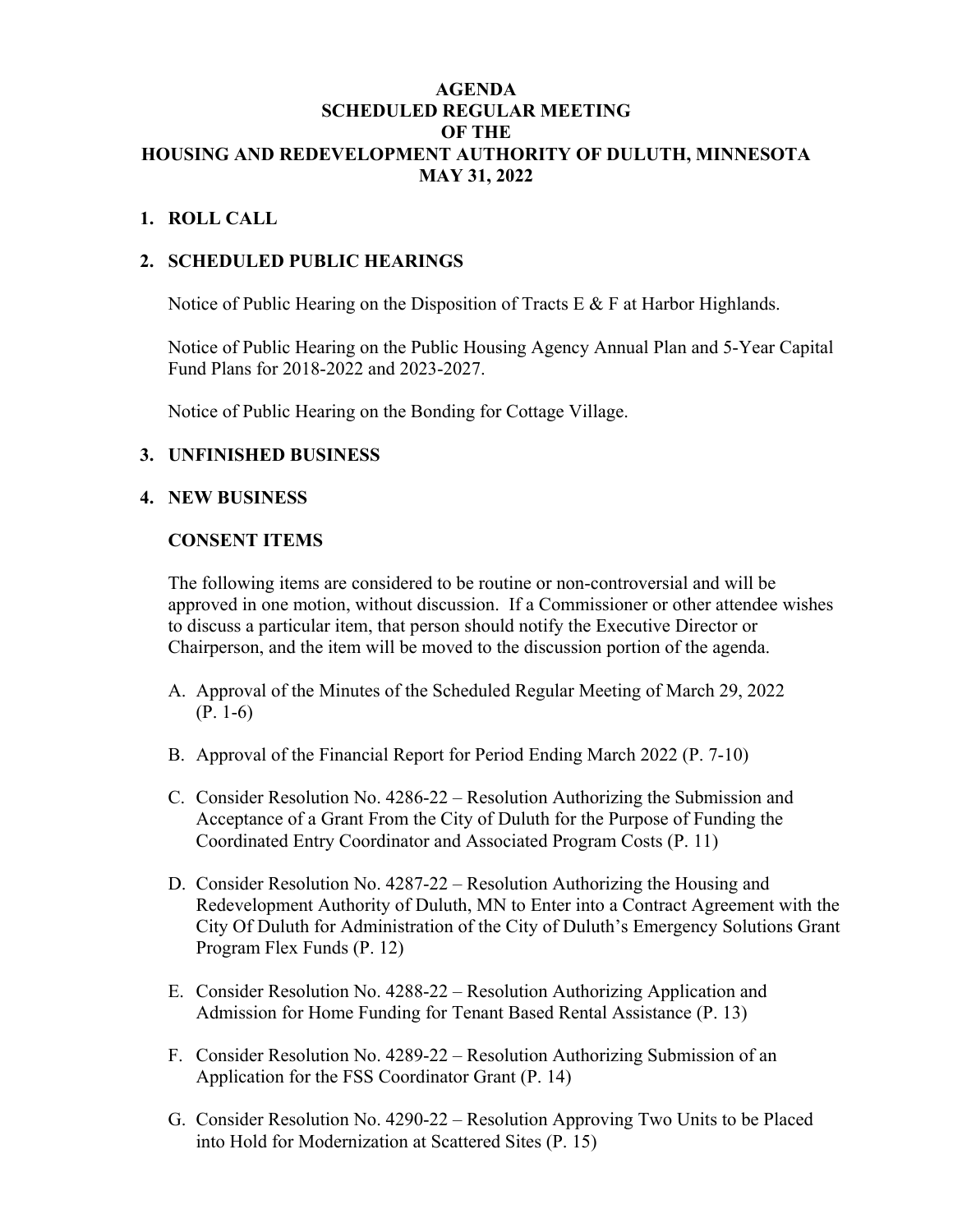# AGENDA
# SCHEDULED REGULAR MEETING
# OF THE
# HOUSING AND REDEVELOPMENT AUTHORITY OF DULUTH, MINNESOTA
# MAY 31, 2022

## 1. ROLL CALL

## 2. SCHEDULED PUBLIC HEARINGS

Notice of Public Hearing on the Disposition of Tracts E & F at Harbor Highlands.

Notice of Public Hearing on the Public Housing Agency Annual Plan and 5-Year Capital Fund Plans for 2018-2022 and 2023-2027.

Notice of Public Hearing on the Bonding for Cottage Village.

## 3. UNFINISHED BUSINESS

## 4. NEW BUSINESS

### CONSENT ITEMS

The following items are considered to be routine or non-controversial and will be approved in one motion, without discussion. If a Commissioner or other attendee wishes to discuss a particular item, that person should notify the Executive Director or Chairperson, and the item will be moved to the discussion portion of the agenda.

A. Approval of the Minutes of the Scheduled Regular Meeting of March 29, 2022 (P. 1-6)

B. Approval of the Financial Report for Period Ending March 2022 (P. 7-10)

C. Consider Resolution No. 4286-22 – Resolution Authorizing the Submission and Acceptance of a Grant From the City of Duluth for the Purpose of Funding the Coordinated Entry Coordinator and Associated Program Costs (P. 11)

D. Consider Resolution No. 4287-22 – Resolution Authorizing the Housing and Redevelopment Authority of Duluth, MN to Enter into a Contract Agreement with the City Of Duluth for Administration of the City of Duluth's Emergency Solutions Grant Program Flex Funds (P. 12)

E. Consider Resolution No. 4288-22 – Resolution Authorizing Application and Admission for Home Funding for Tenant Based Rental Assistance (P. 13)

F. Consider Resolution No. 4289-22 – Resolution Authorizing Submission of an Application for the FSS Coordinator Grant (P. 14)

G. Consider Resolution No. 4290-22 – Resolution Approving Two Units to be Placed into Hold for Modernization at Scattered Sites (P. 15)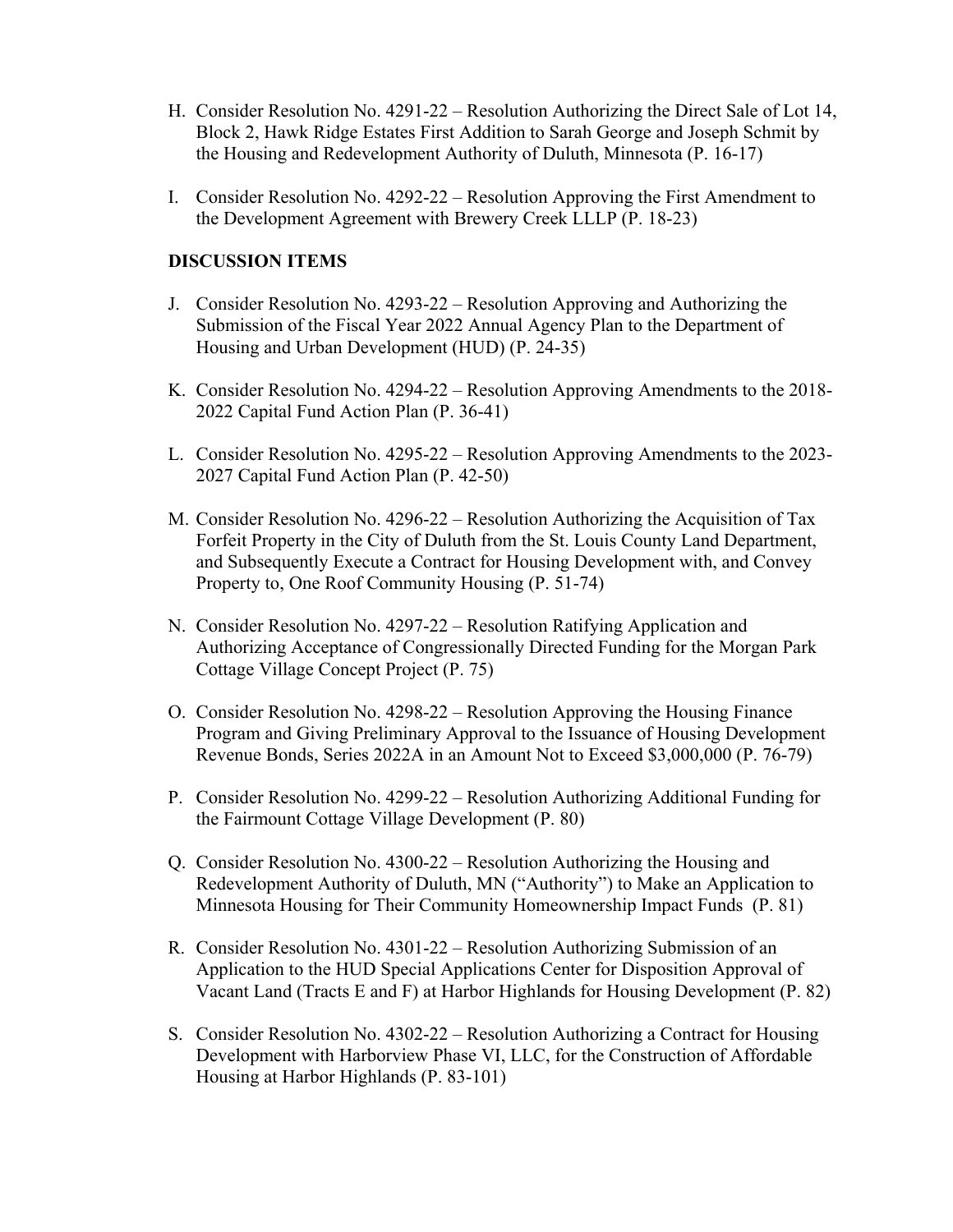H. Consider Resolution No. 4291-22 – Resolution Authorizing the Direct Sale of Lot 14, Block 2, Hawk Ridge Estates First Addition to Sarah George and Joseph Schmit by the Housing and Redevelopment Authority of Duluth, Minnesota (P. 16-17)

I. Consider Resolution No. 4292-22 – Resolution Approving the First Amendment to the Development Agreement with Brewery Creek LLLP (P. 18-23)

**DISCUSSION ITEMS**

J. Consider Resolution No. 4293-22 – Resolution Approving and Authorizing the Submission of the Fiscal Year 2022 Annual Agency Plan to the Department of Housing and Urban Development (HUD) (P. 24-35)

K. Consider Resolution No. 4294-22 – Resolution Approving Amendments to the 2018-2022 Capital Fund Action Plan (P. 36-41)

L. Consider Resolution No. 4295-22 – Resolution Approving Amendments to the 2023-2027 Capital Fund Action Plan (P. 42-50)

M. Consider Resolution No. 4296-22 – Resolution Authorizing the Acquisition of Tax Forfeit Property in the City of Duluth from the St. Louis County Land Department, and Subsequently Execute a Contract for Housing Development with, and Convey Property to, One Roof Community Housing (P. 51-74)

N. Consider Resolution No. 4297-22 – Resolution Ratifying Application and Authorizing Acceptance of Congressionally Directed Funding for the Morgan Park Cottage Village Concept Project (P. 75)

O. Consider Resolution No. 4298-22 – Resolution Approving the Housing Finance Program and Giving Preliminary Approval to the Issuance of Housing Development Revenue Bonds, Series 2022A in an Amount Not to Exceed $3,000,000 (P. 76-79)

P. Consider Resolution No. 4299-22 – Resolution Authorizing Additional Funding for the Fairmount Cottage Village Development (P. 80)

Q. Consider Resolution No. 4300-22 – Resolution Authorizing the Housing and Redevelopment Authority of Duluth, MN ("Authority") to Make an Application to Minnesota Housing for Their Community Homeownership Impact Funds (P. 81)

R. Consider Resolution No. 4301-22 – Resolution Authorizing Submission of an Application to the HUD Special Applications Center for Disposition Approval of Vacant Land (Tracts E and F) at Harbor Highlands for Housing Development (P. 82)

S. Consider Resolution No. 4302-22 – Resolution Authorizing a Contract for Housing Development with Harborview Phase VI, LLC, for the Construction of Affordable Housing at Harbor Highlands (P. 83-101)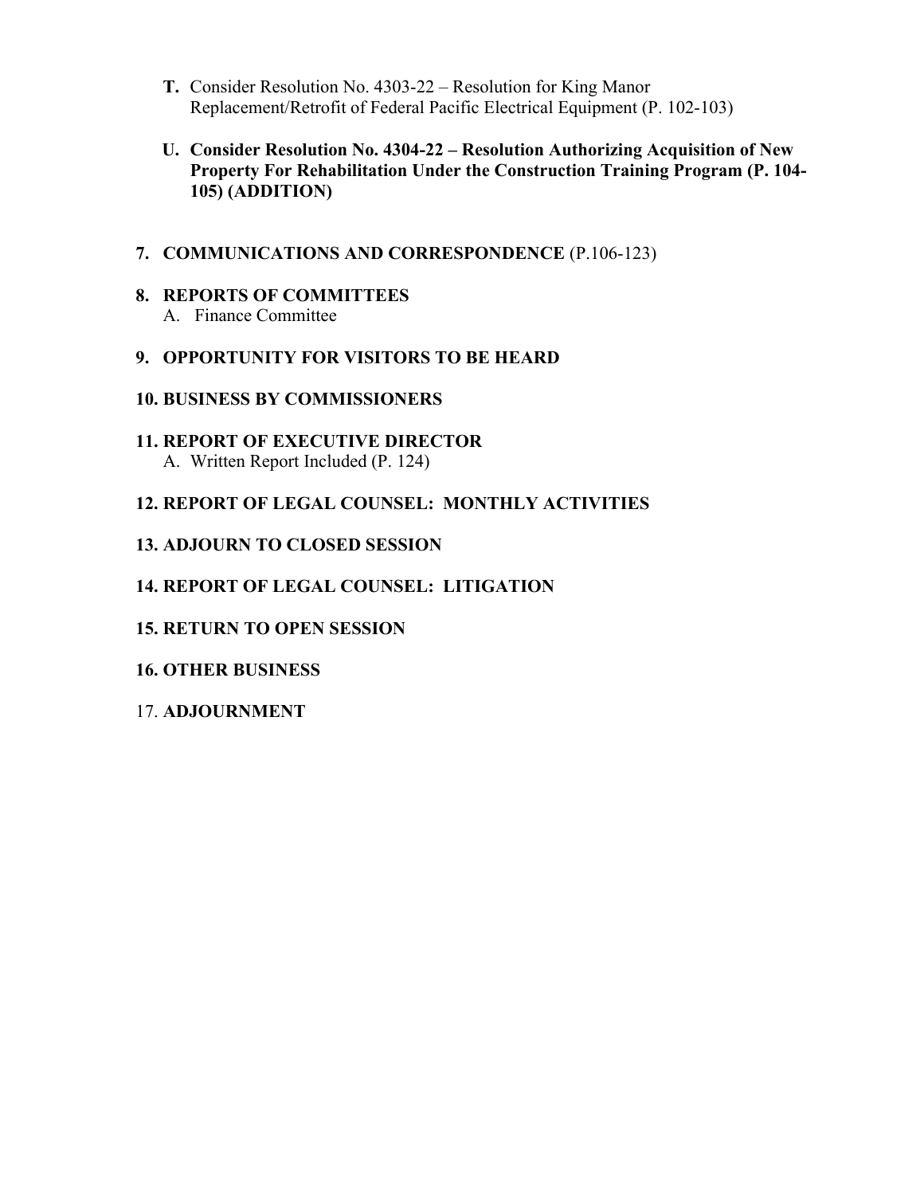**T.** Consider Resolution No. 4303-22 – Resolution for King Manor Replacement/Retrofit of Federal Pacific Electrical Equipment (P. 102-103)

**U. Consider Resolution No. 4304-22 – Resolution Authorizing Acquisition of New Property For Rehabilitation Under the Construction Training Program (P. 104-105) (ADDITION)**

**7. COMMUNICATIONS AND CORRESPONDENCE** (P.106-123)

**8. REPORTS OF COMMITTEES**

A. Finance Committee

**9. OPPORTUNITY FOR VISITORS TO BE HEARD**

**10. BUSINESS BY COMMISSIONERS**

**11. REPORT OF EXECUTIVE DIRECTOR**

A. Written Report Included (P. 124)

**12. REPORT OF LEGAL COUNSEL: MONTHLY ACTIVITIES**

**13. ADJOURN TO CLOSED SESSION**

**14. REPORT OF LEGAL COUNSEL: LITIGATION**

**15. RETURN TO OPEN SESSION**

**16. OTHER BUSINESS**

17. **ADJOURNMENT**